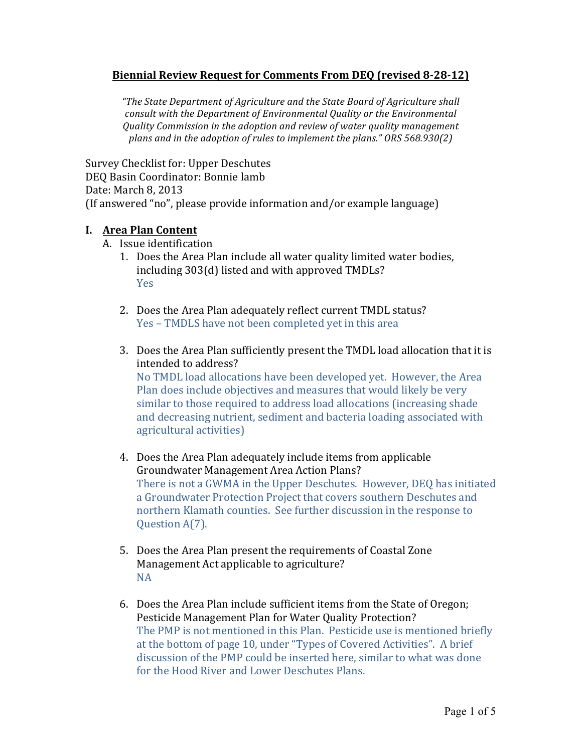# Biennial Review Request for Comments From DEQ (revised 8-28-12)

*"The State Department of Agriculture and the State Board of Agriculture shall consult with the Department of Environmental Quality or the Environmental Quality Commission in the adoption and review of water quality management plans and in the adoption of rules to implement the plans." ORS 568.930(2)*

Survey Checklist for: Upper Deschutes
DEQ Basin Coordinator: Bonnie lamb
Date: March 8, 2013
(If answered "no", please provide information and/or example language)

## I. Area Plan Content

A. Issue identification

1. Does the Area Plan include all water quality limited water bodies, including 303(d) listed and with approved TMDLs?
   Yes

2. Does the Area Plan adequately reflect current TMDL status?
   Yes – TMDLS have not been completed yet in this area

3. Does the Area Plan sufficiently present the TMDL load allocation that it is intended to address?
   No TMDL load allocations have been developed yet. However, the Area Plan does include objectives and measures that would likely be very similar to those required to address load allocations (increasing shade and decreasing nutrient, sediment and bacteria loading associated with agricultural activities)

4. Does the Area Plan adequately include items from applicable Groundwater Management Area Action Plans?
   There is not a GWMA in the Upper Deschutes. However, DEQ has initiated a Groundwater Protection Project that covers southern Deschutes and northern Klamath counties. See further discussion in the response to Question A(7).

5. Does the Area Plan present the requirements of Coastal Zone Management Act applicable to agriculture?
   NA

6. Does the Area Plan include sufficient items from the State of Oregon; Pesticide Management Plan for Water Quality Protection?
   The PMP is not mentioned in this Plan. Pesticide use is mentioned briefly at the bottom of page 10, under "Types of Covered Activities". A brief discussion of the PMP could be inserted here, similar to what was done for the Hood River and Lower Deschutes Plans.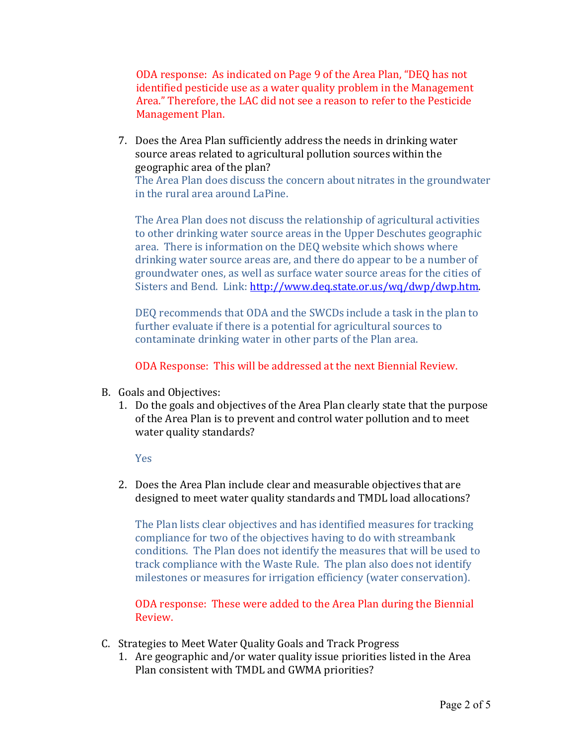ODA response: As indicated on Page 9 of the Area Plan, "DEQ has not identified pesticide use as a water quality problem in the Management Area." Therefore, the LAC did not see a reason to refer to the Pesticide Management Plan.

7. Does the Area Plan sufficiently address the needs in drinking water source areas related to agricultural pollution sources within the geographic area of the plan?

   The Area Plan does discuss the concern about nitrates in the groundwater in the rural area around LaPine.

   The Area Plan does not discuss the relationship of agricultural activities to other drinking water source areas in the Upper Deschutes geographic area. There is information on the DEQ website which shows where drinking water source areas are, and there do appear to be a number of groundwater ones, as well as surface water source areas for the cities of Sisters and Bend. Link: [http://www.deq.state.or.us/wq/dwp/dwp.htm](http://www.deq.state.or.us/wq/dwp/dwp.htm).

   DEQ recommends that ODA and the SWCDs include a task in the plan to further evaluate if there is a potential for agricultural sources to contaminate drinking water in other parts of the Plan area.

   ODA Response: This will be addressed at the next Biennial Review.

B. Goals and Objectives:

1. Do the goals and objectives of the Area Plan clearly state that the purpose of the Area Plan is to prevent and control water pollution and to meet water quality standards?

   Yes

2. Does the Area Plan include clear and measurable objectives that are designed to meet water quality standards and TMDL load allocations?

   The Plan lists clear objectives and has identified measures for tracking compliance for two of the objectives having to do with streambank conditions. The Plan does not identify the measures that will be used to track compliance with the Waste Rule. The plan also does not identify milestones or measures for irrigation efficiency (water conservation).

   ODA response: These were added to the Area Plan during the Biennial Review.

C. Strategies to Meet Water Quality Goals and Track Progress

1. Are geographic and/or water quality issue priorities listed in the Area Plan consistent with TMDL and GWMA priorities?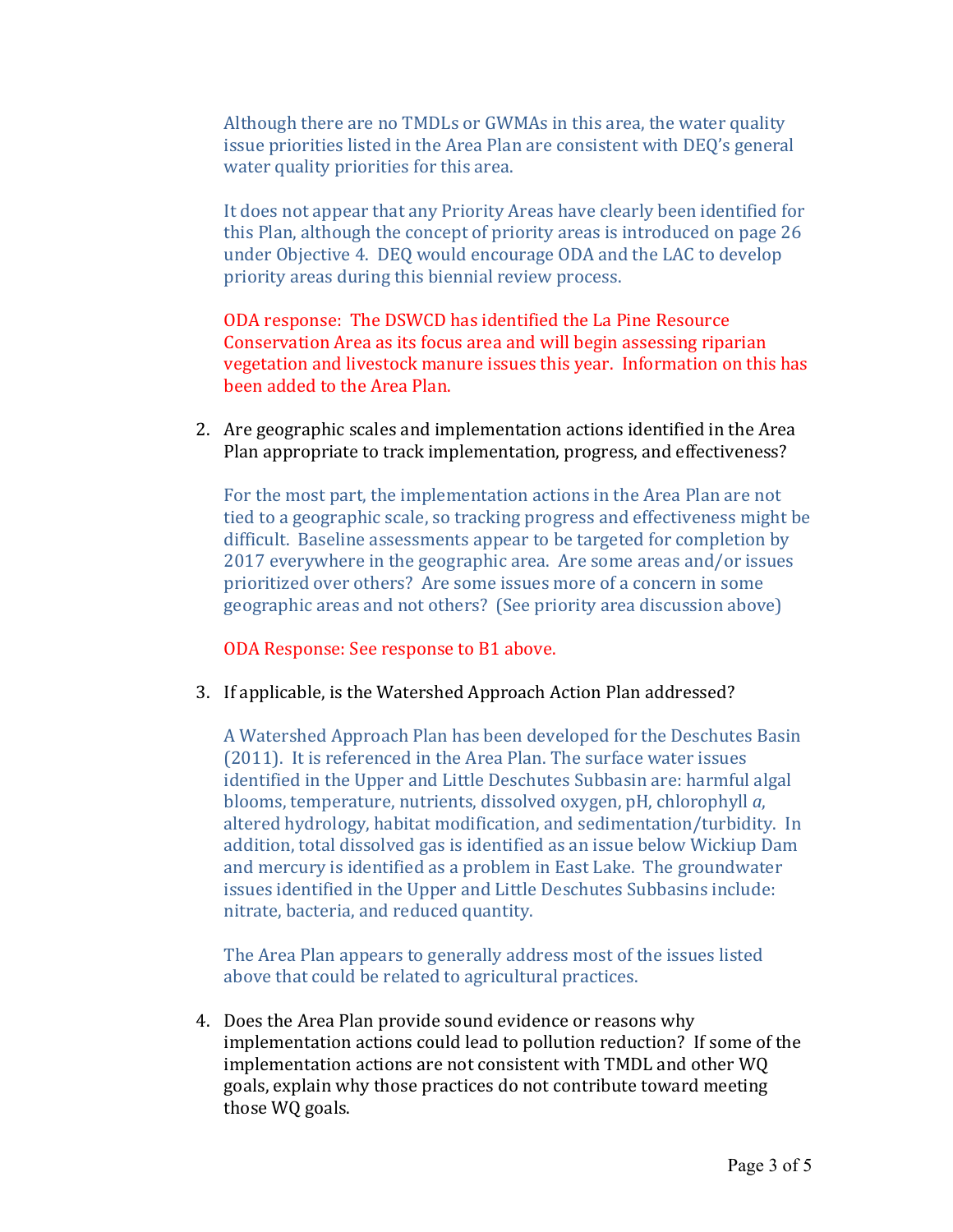Although there are no TMDLs or GWMAs in this area, the water quality issue priorities listed in the Area Plan are consistent with DEQ's general water quality priorities for this area.

It does not appear that any Priority Areas have clearly been identified for this Plan, although the concept of priority areas is introduced on page 26 under Objective 4. DEQ would encourage ODA and the LAC to develop priority areas during this biennial review process.

ODA response: The DSWCD has identified the La Pine Resource Conservation Area as its focus area and will begin assessing riparian vegetation and livestock manure issues this year. Information on this has been added to the Area Plan.

2. Are geographic scales and implementation actions identified in the Area Plan appropriate to track implementation, progress, and effectiveness?

   For the most part, the implementation actions in the Area Plan are not tied to a geographic scale, so tracking progress and effectiveness might be difficult. Baseline assessments appear to be targeted for completion by 2017 everywhere in the geographic area. Are some areas and/or issues prioritized over others? Are some issues more of a concern in some geographic areas and not others? (See priority area discussion above)

   ODA Response: See response to B1 above.

3. If applicable, is the Watershed Approach Action Plan addressed?

   A Watershed Approach Plan has been developed for the Deschutes Basin (2011). It is referenced in the Area Plan. The surface water issues identified in the Upper and Little Deschutes Subbasin are: harmful algal blooms, temperature, nutrients, dissolved oxygen, pH, chlorophyll *a*, altered hydrology, habitat modification, and sedimentation/turbidity. In addition, total dissolved gas is identified as an issue below Wickiup Dam and mercury is identified as a problem in East Lake. The groundwater issues identified in the Upper and Little Deschutes Subbasins include: nitrate, bacteria, and reduced quantity.

   The Area Plan appears to generally address most of the issues listed above that could be related to agricultural practices.

4. Does the Area Plan provide sound evidence or reasons why implementation actions could lead to pollution reduction? If some of the implementation actions are not consistent with TMDL and other WQ goals, explain why those practices do not contribute toward meeting those WQ goals.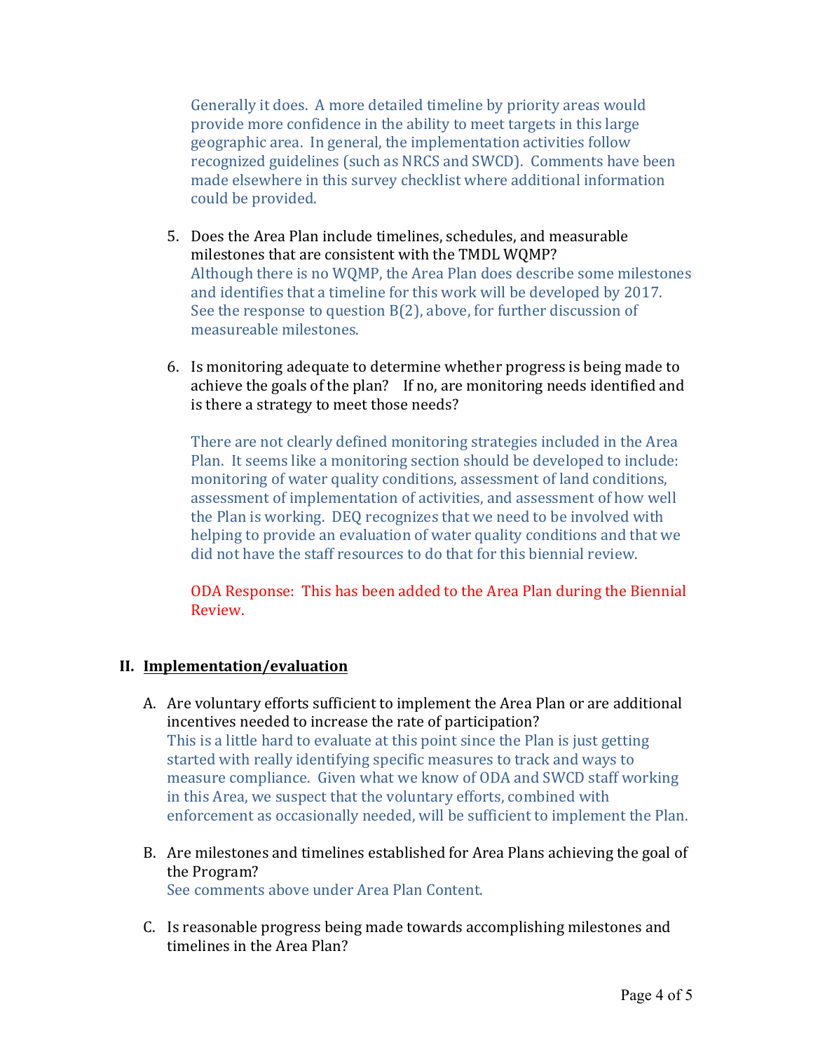Generally it does. A more detailed timeline by priority areas would provide more confidence in the ability to meet targets in this large geographic area. In general, the implementation activities follow recognized guidelines (such as NRCS and SWCD). Comments have been made elsewhere in this survey checklist where additional information could be provided.

5. Does the Area Plan include timelines, schedules, and measurable milestones that are consistent with the TMDL WQMP?
   Although there is no WQMP, the Area Plan does describe some milestones and identifies that a timeline for this work will be developed by 2017. See the response to question B(2), above, for further discussion of measureable milestones.

6. Is monitoring adequate to determine whether progress is being made to achieve the goals of the plan? If no, are monitoring needs identified and is there a strategy to meet those needs?

   There are not clearly defined monitoring strategies included in the Area Plan. It seems like a monitoring section should be developed to include: monitoring of water quality conditions, assessment of land conditions, assessment of implementation of activities, and assessment of how well the Plan is working. DEQ recognizes that we need to be involved with helping to provide an evaluation of water quality conditions and that we did not have the staff resources to do that for this biennial review.

   ODA Response: This has been added to the Area Plan during the Biennial Review.

## II. Implementation/evaluation

A. Are voluntary efforts sufficient to implement the Area Plan or are additional incentives needed to increase the rate of participation?
   This is a little hard to evaluate at this point since the Plan is just getting started with really identifying specific measures to track and ways to measure compliance. Given what we know of ODA and SWCD staff working in this Area, we suspect that the voluntary efforts, combined with enforcement as occasionally needed, will be sufficient to implement the Plan.

B. Are milestones and timelines established for Area Plans achieving the goal of the Program?
   See comments above under Area Plan Content.

C. Is reasonable progress being made towards accomplishing milestones and timelines in the Area Plan?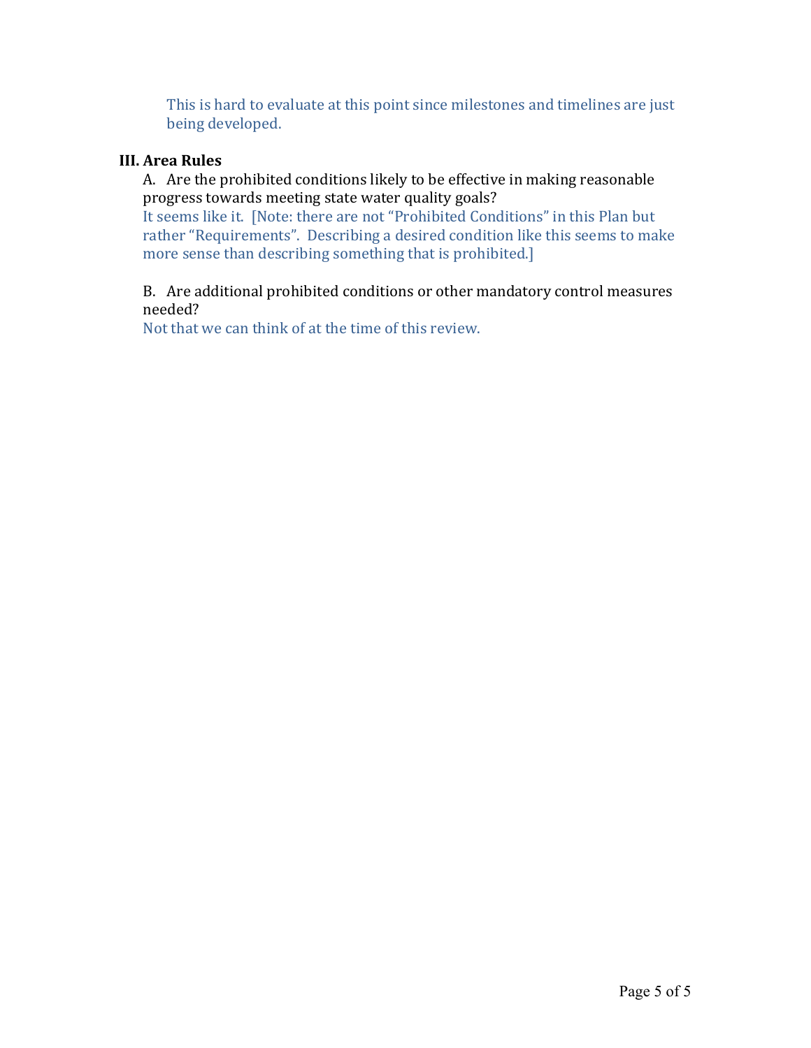This is hard to evaluate at this point since milestones and timelines are just being developed.

## III. Area Rules

A. Are the prohibited conditions likely to be effective in making reasonable progress towards meeting state water quality goals?

It seems like it. [Note: there are not "Prohibited Conditions" in this Plan but rather "Requirements". Describing a desired condition like this seems to make more sense than describing something that is prohibited.]

B. Are additional prohibited conditions or other mandatory control measures needed?

Not that we can think of at the time of this review.